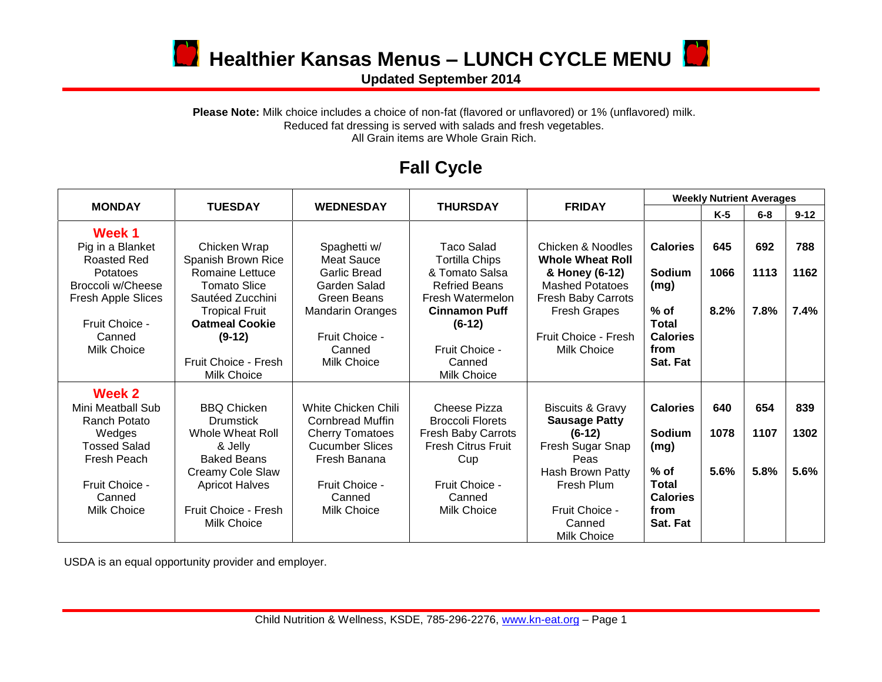# Healthier Kansas Menus – LUNCH CYCLE MENU

**Updated September 2014**

**Please Note:** Milk choice includes a choice of non-fat (flavored or unflavored) or 1% (unflavored) milk.
Reduced fat dressing is served with salads and fresh vegetables.
All Grain items are Whole Grain Rich.

## Fall Cycle

| MONDAY | TUESDAY | WEDNESDAY | THURSDAY | FRIDAY | Weekly Nutrient Averages | | | |
|---|---|---|---|---|---|---|---|---|
| | | | | | | K-5 | 6-8 | 9-12 |
| **Week 1**<br>Pig in a Blanket<br>Roasted Red Potatoes<br>Broccoli w/Cheese<br>Fresh Apple Slices<br><br>Fruit Choice - Canned<br>Milk Choice | Chicken Wrap<br>Spanish Brown Rice<br>Romaine Lettuce<br>Tomato Slice<br>Sautéed Zucchini<br>Tropical Fruit<br>**Oatmeal Cookie (9-12)**<br><br>Fruit Choice - Fresh<br>Milk Choice | Spaghetti w/ Meat Sauce<br>Garlic Bread<br>Garden Salad<br>Green Beans<br>Mandarin Oranges<br><br>Fruit Choice - Canned<br>Milk Choice | Taco Salad<br>Tortilla Chips & Tomato Salsa<br>Refried Beans<br>Fresh Watermelon<br>**Cinnamon Puff (6-12)**<br><br>Fruit Choice - Canned<br>Milk Choice | Chicken & Noodles<br>**Whole Wheat Roll & Honey (6-12)**<br>Mashed Potatoes<br>Fresh Baby Carrots<br>Fresh Grapes<br><br>Fruit Choice - Fresh<br>Milk Choice | **Calories**<br><br>**Sodium (mg)**<br><br>**% of Total Calories from Sat. Fat** | **645**<br><br>**1066**<br><br>**8.2%** | **692**<br><br>**1113**<br><br>**7.8%** | **788**<br><br>**1162**<br><br>**7.4%** |
| **Week 2**<br>Mini Meatball Sub<br>Ranch Potato Wedges<br>Tossed Salad<br>Fresh Peach<br><br>Fruit Choice - Canned<br>Milk Choice | BBQ Chicken Drumstick<br>Whole Wheat Roll & Jelly<br>Baked Beans<br>Creamy Cole Slaw<br>Apricot Halves<br><br>Fruit Choice - Fresh<br>Milk Choice | White Chicken Chili<br>Cornbread Muffin<br>Cherry Tomatoes<br>Cucumber Slices<br>Fresh Banana<br><br>Fruit Choice - Canned<br>Milk Choice | Cheese Pizza<br>Broccoli Florets<br>Fresh Baby Carrots<br>Fresh Citrus Fruit Cup<br><br>Fruit Choice - Canned<br>Milk Choice | Biscuits & Gravy<br>**Sausage Patty (6-12)**<br>Fresh Sugar Snap Peas<br>Hash Brown Patty<br>Fresh Plum<br><br>Fruit Choice - Canned<br>Milk Choice | **Calories**<br><br>**Sodium (mg)**<br><br>**% of Total Calories from Sat. Fat** | **640**<br><br>**1078**<br><br>**5.6%** | **654**<br><br>**1107**<br><br>**5.8%** | **839**<br><br>**1302**<br><br>**5.6%** |

USDA is an equal opportunity provider and employer.

Child Nutrition & Wellness, KSDE, 785-296-2276, www.kn-eat.org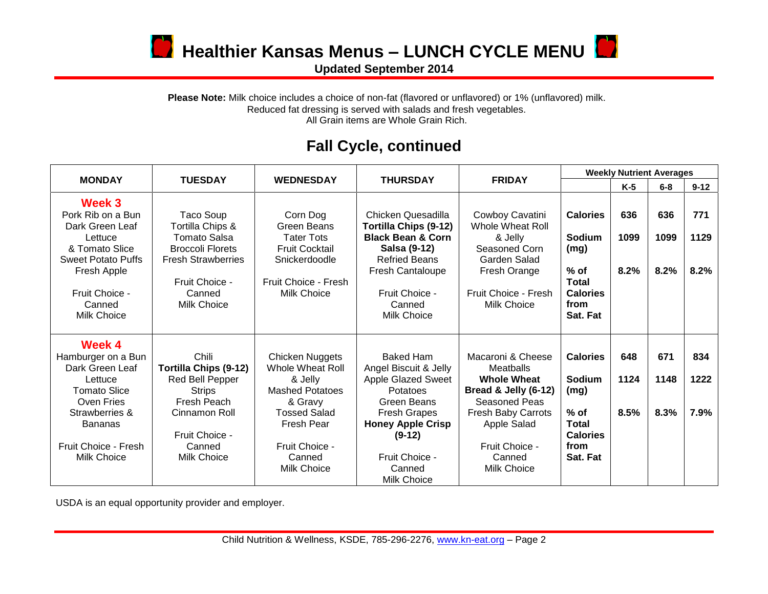# Healthier Kansas Menus – LUNCH CYCLE MENU

**Updated September 2014**

**Please Note:** Milk choice includes a choice of non-fat (flavored or unflavored) or 1% (unflavored) milk.
Reduced fat dressing is served with salads and fresh vegetables.
All Grain items are Whole Grain Rich.

## Fall Cycle, continued

| MONDAY | TUESDAY | WEDNESDAY | THURSDAY | FRIDAY | Weekly Nutrient Averages | | | |
|---|---|---|---|---|---|---|---|---|
| | | | | | | K-5 | 6-8 | 9-12 |
| **Week 3**<br>Pork Rib on a Bun<br>Dark Green Leaf Lettuce<br>& Tomato Slice<br>Sweet Potato Puffs<br>Fresh Apple<br><br>Fruit Choice - Canned<br>Milk Choice | Taco Soup<br>Tortilla Chips &<br>Tomato Salsa<br>Broccoli Florets<br>Fresh Strawberries<br><br>Fruit Choice - Canned<br>Milk Choice | Corn Dog<br>Green Beans<br>Tater Tots<br>Fruit Cocktail<br>Snickerdoodle<br><br>Fruit Choice - Fresh<br>Milk Choice | Chicken Quesadilla<br>**Tortilla Chips (9-12)**<br>**Black Bean & Corn Salsa (9-12)**<br>Refried Beans<br>Fresh Cantaloupe<br><br>Fruit Choice - Canned<br>Milk Choice | Cowboy Cavatini<br>Whole Wheat Roll<br>& Jelly<br>Seasoned Corn<br>Garden Salad<br>Fresh Orange<br><br>Fruit Choice - Fresh<br>Milk Choice | **Calories**<br><br>**Sodium (mg)**<br><br>**% of Total Calories from Sat. Fat** | **636**<br><br>**1099**<br><br>**8.2%** | **636**<br><br>**1099**<br><br>**8.2%** | **771**<br><br>**1129**<br><br>**8.2%** |
| **Week 4**<br>Hamburger on a Bun<br>Dark Green Leaf Lettuce<br>Tomato Slice<br>Oven Fries<br>Strawberries & Bananas<br><br>Fruit Choice - Fresh<br>Milk Choice | Chili<br>**Tortilla Chips (9-12)**<br>Red Bell Pepper Strips<br>Fresh Peach<br>Cinnamon Roll<br><br>Fruit Choice - Canned<br>Milk Choice | Chicken Nuggets<br>Whole Wheat Roll<br>& Jelly<br>Mashed Potatoes<br>& Gravy<br>Tossed Salad<br>Fresh Pear<br><br>Fruit Choice - Canned<br>Milk Choice | Baked Ham<br>Angel Biscuit & Jelly<br>Apple Glazed Sweet Potatoes<br>Green Beans<br>Fresh Grapes<br>**Honey Apple Crisp (9-12)**<br><br>Fruit Choice - Canned<br>Milk Choice | Macaroni & Cheese<br>Meatballs<br>**Whole Wheat Bread & Jelly (6-12)**<br>Seasoned Peas<br>Fresh Baby Carrots<br>Apple Salad<br><br>Fruit Choice - Canned<br>Milk Choice | **Calories**<br><br>**Sodium (mg)**<br><br>**% of Total Calories from Sat. Fat** | **648**<br><br>**1124**<br><br>**8.5%** | **671**<br><br>**1148**<br><br>**8.3%** | **834**<br><br>**1222**<br><br>**7.9%** |

USDA is an equal opportunity provider and employer.

Child Nutrition & Wellness, KSDE, 785-296-2276, www.kn-eat.org